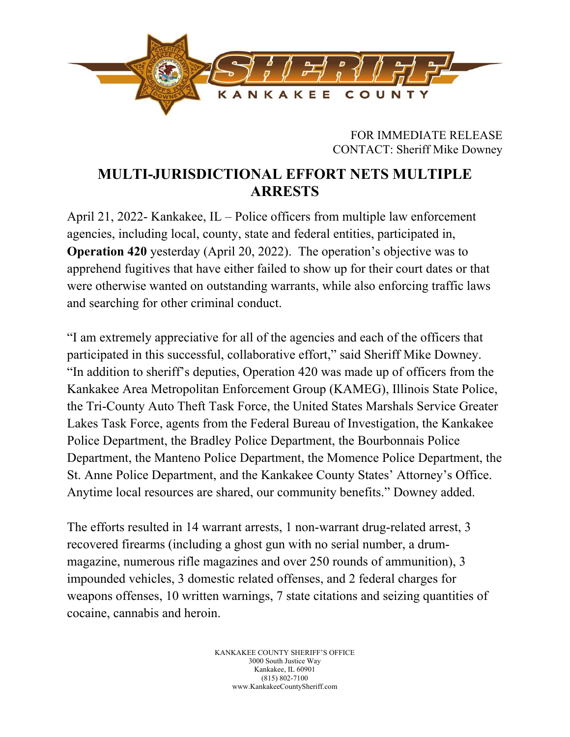SHERIFF
KANKAKEE COUNTY

FOR IMMEDIATE RELEASE
CONTACT: Sheriff Mike Downey

# MULTI-JURISDICTIONAL EFFORT NETS MULTIPLE ARRESTS

April 21, 2022- Kankakee, IL – Police officers from multiple law enforcement agencies, including local, county, state and federal entities, participated in, **Operation 420** yesterday (April 20, 2022). The operation's objective was to apprehend fugitives that have either failed to show up for their court dates or that were otherwise wanted on outstanding warrants, while also enforcing traffic laws and searching for other criminal conduct.

"I am extremely appreciative for all of the agencies and each of the officers that participated in this successful, collaborative effort," said Sheriff Mike Downey. "In addition to sheriff's deputies, Operation 420 was made up of officers from the Kankakee Area Metropolitan Enforcement Group (KAMEG), Illinois State Police, the Tri-County Auto Theft Task Force, the United States Marshals Service Greater Lakes Task Force, agents from the Federal Bureau of Investigation, the Kankakee Police Department, the Bradley Police Department, the Bourbonnais Police Department, the Manteno Police Department, the Momence Police Department, the St. Anne Police Department, and the Kankakee County States' Attorney's Office. Anytime local resources are shared, our community benefits." Downey added.

The efforts resulted in 14 warrant arrests, 1 non-warrant drug-related arrest, 3 recovered firearms (including a ghost gun with no serial number, a drum-magazine, numerous rifle magazines and over 250 rounds of ammunition), 3 impounded vehicles, 3 domestic related offenses, and 2 federal charges for weapons offenses, 10 written warnings, 7 state citations and seizing quantities of cocaine, cannabis and heroin.

KANKAKEE COUNTY SHERIFF'S OFFICE
3000 South Justice Way
Kankakee, IL 60901
(815) 802-7100
www.KankakeeCountySheriff.com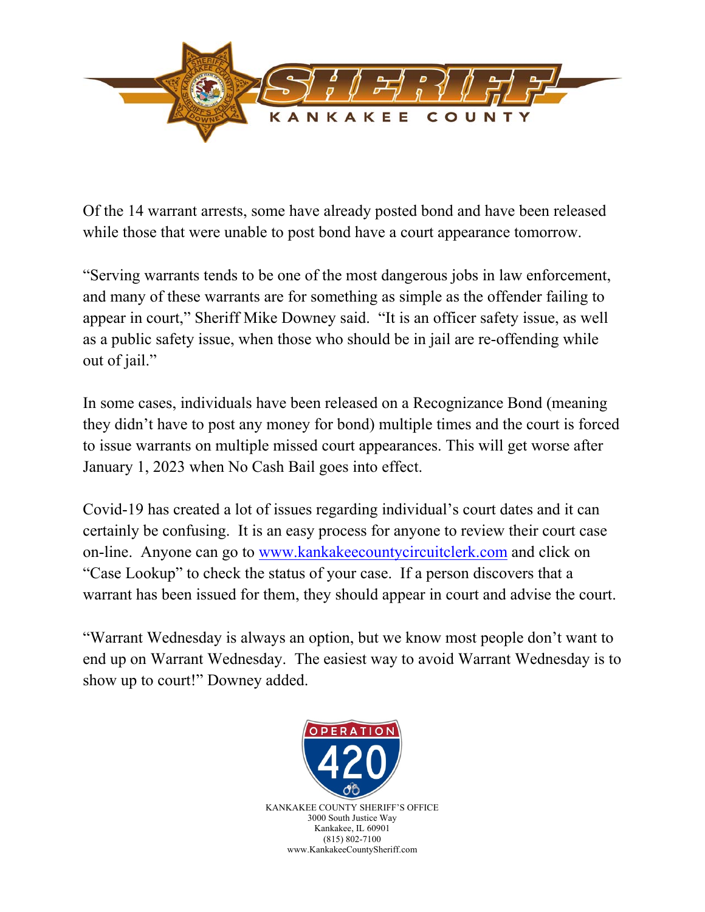Of the 14 warrant arrests, some have already posted bond and have been released while those that were unable to post bond have a court appearance tomorrow.

"Serving warrants tends to be one of the most dangerous jobs in law enforcement, and many of these warrants are for something as simple as the offender failing to appear in court," Sheriff Mike Downey said. "It is an officer safety issue, as well as a public safety issue, when those who should be in jail are re-offending while out of jail."

In some cases, individuals have been released on a Recognizance Bond (meaning they didn't have to post any money for bond) multiple times and the court is forced to issue warrants on multiple missed court appearances. This will get worse after January 1, 2023 when No Cash Bail goes into effect.

Covid-19 has created a lot of issues regarding individual's court dates and it can certainly be confusing. It is an easy process for anyone to review their court case on-line. Anyone can go to www.kankakeecountycircuitclerk.com and click on "Case Lookup" to check the status of your case. If a person discovers that a warrant has been issued for them, they should appear in court and advise the court.

"Warrant Wednesday is always an option, but we know most people don't want to end up on Warrant Wednesday. The easiest way to avoid Warrant Wednesday is to show up to court!" Downey added.

KANKAKEE COUNTY SHERIFF'S OFFICE
3000 South Justice Way
Kankakee, IL 60901
(815) 802-7100
www.KankakeeCountySheriff.com